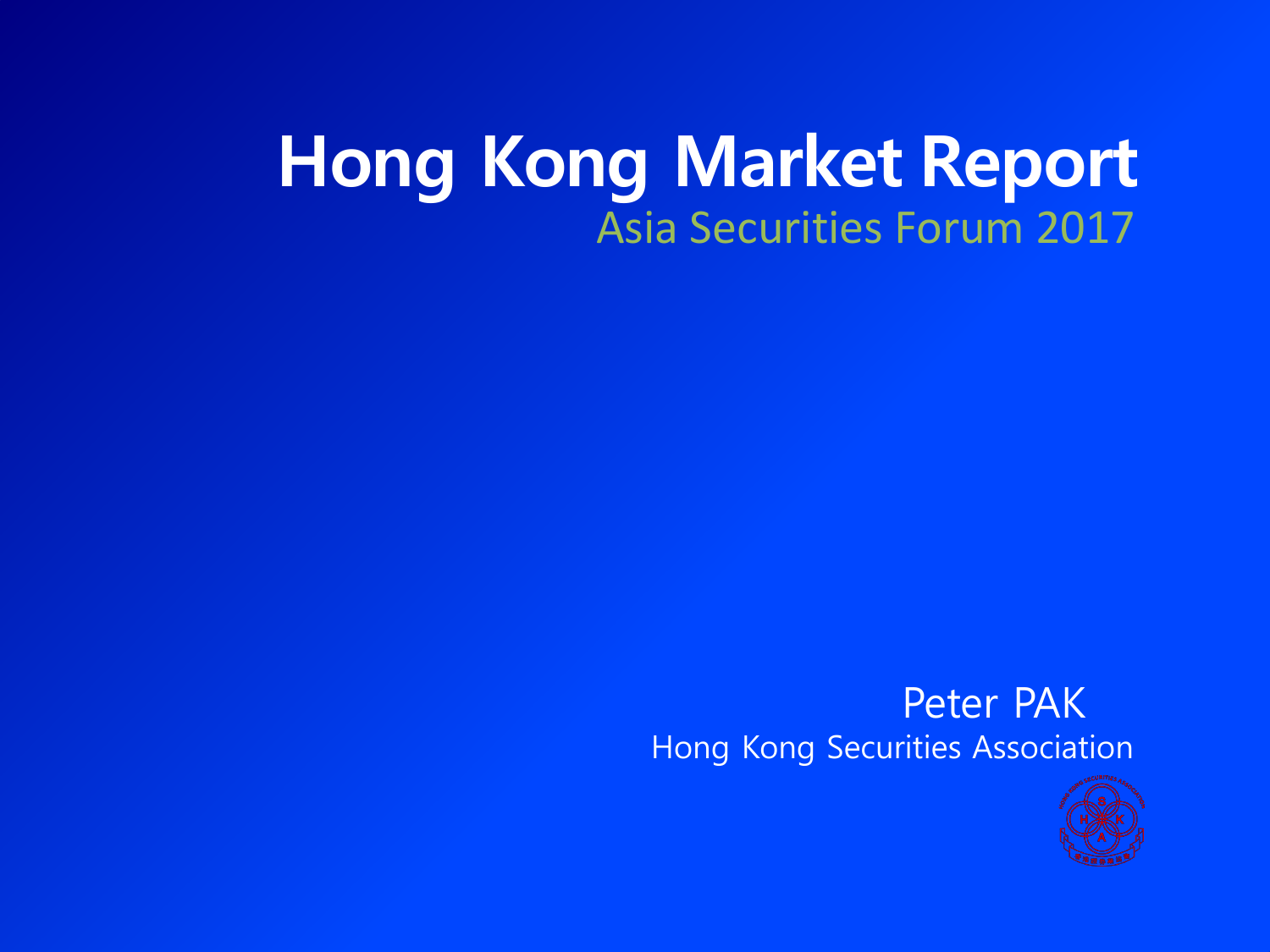# Hong Kong Market Report

Asia Securities Forum 2017

Peter PAK

Hong Kong Securities Association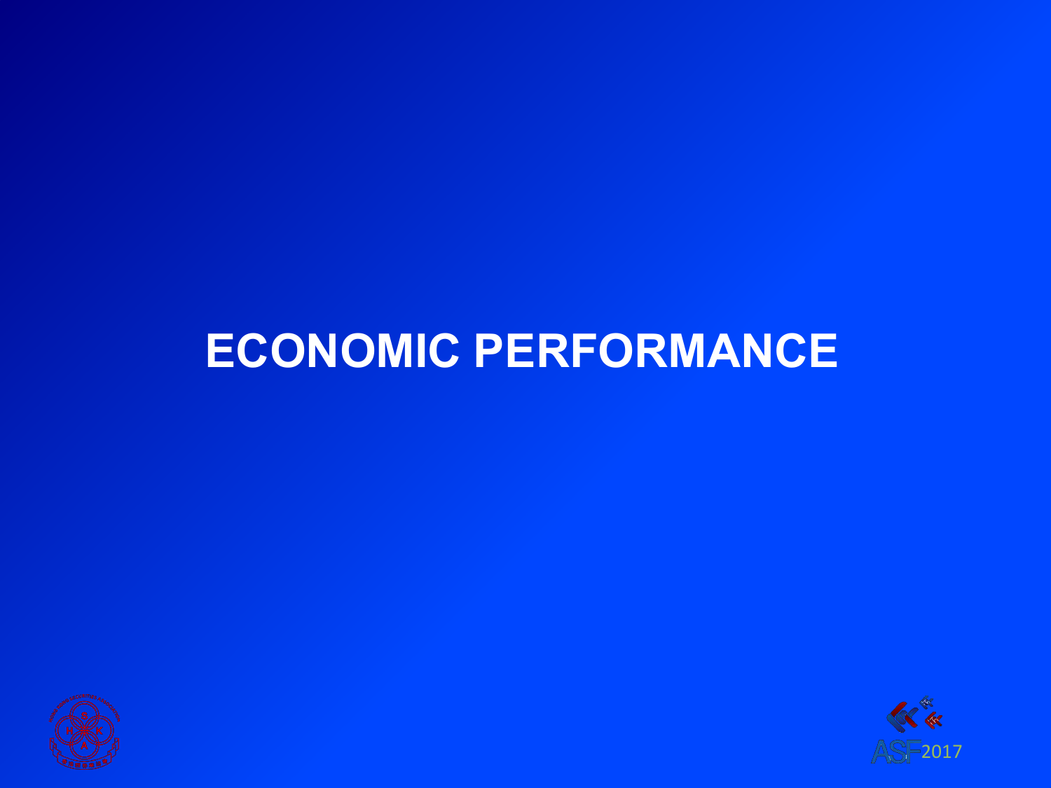# ECONOMIC PERFORMANCE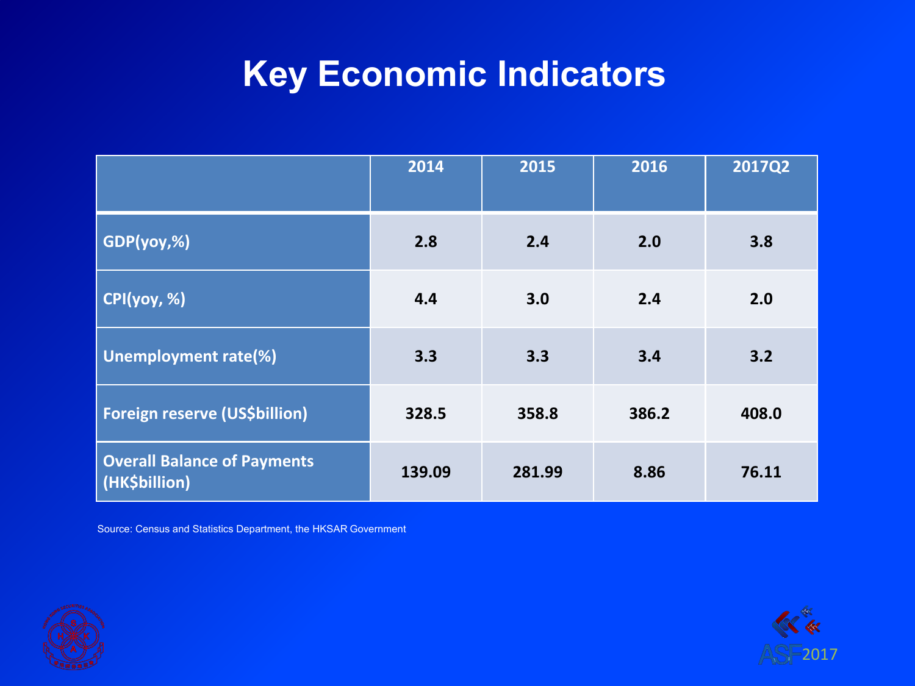# Key Economic Indicators

| | 2014 | 2015 | 2016 | 2017Q2 |
|---|---|---|---|---|
| GDP(yoy,%) | 2.8 | 2.4 | 2.0 | 3.8 |
| CPI(yoy, %) | 4.4 | 3.0 | 2.4 | 2.0 |
| Unemployment rate(%) | 3.3 | 3.3 | 3.4 | 3.2 |
| Foreign reserve (US$billion) | 328.5 | 358.8 | 386.2 | 408.0 |
| Overall Balance of Payments (HK$billion) | 139.09 | 281.99 | 8.86 | 76.11 |

Source: Census and Statistics Department, the HKSAR Government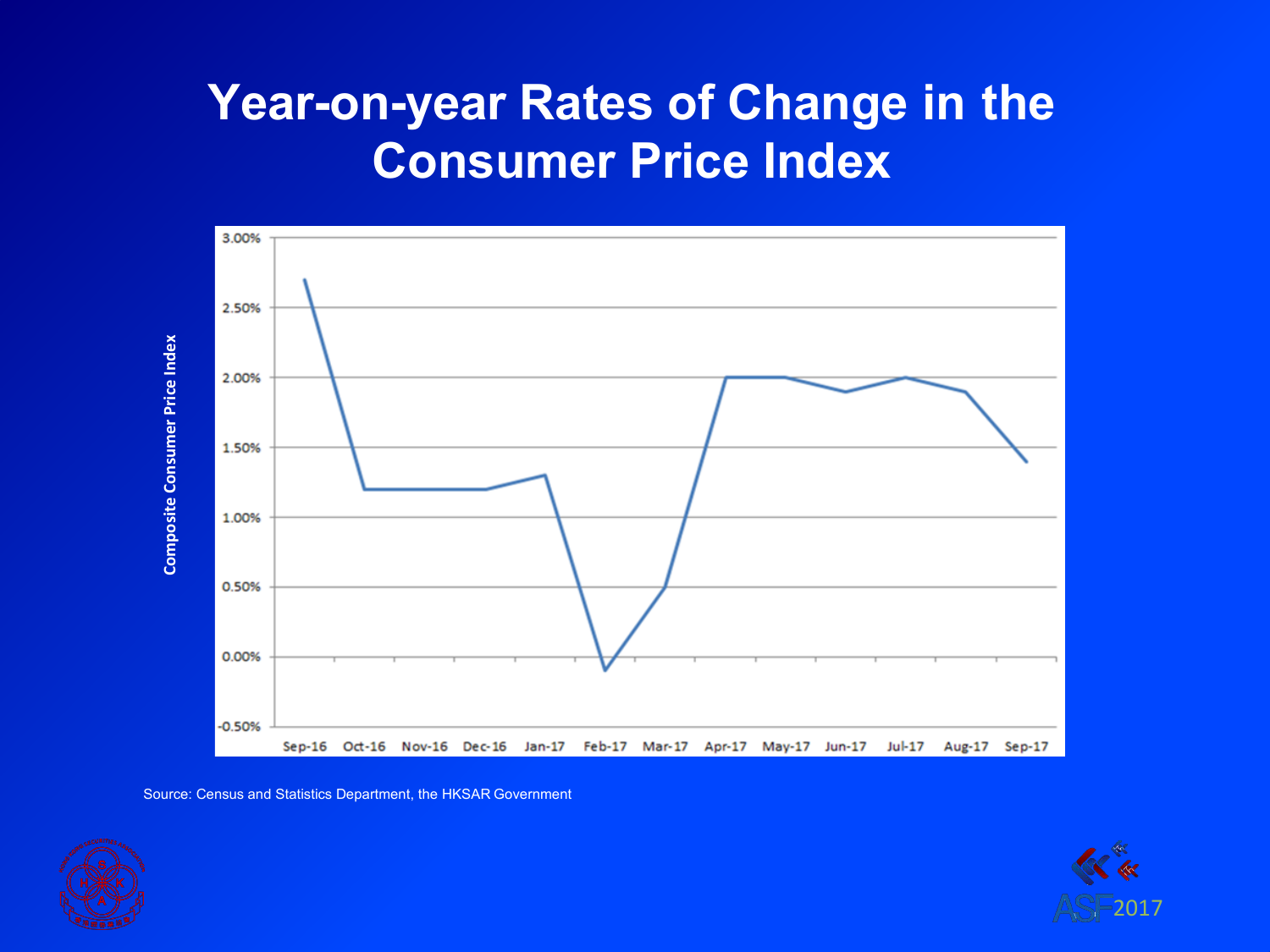# Year-on-year Rates of Change in the Consumer Price Index

Composite Consumer Price Index

3.00%
2.50%
2.00%
1.50%
1.00%
0.50%
0.00%
-0.50%

Sep-16 Oct-16 Nov-16 Dec-16 Jan-17 Feb-17 Mar-17 Apr-17 May-17 Jun-17 Jul-17 Aug-17 Sep-17

Source: Census and Statistics Department, the HKSAR Government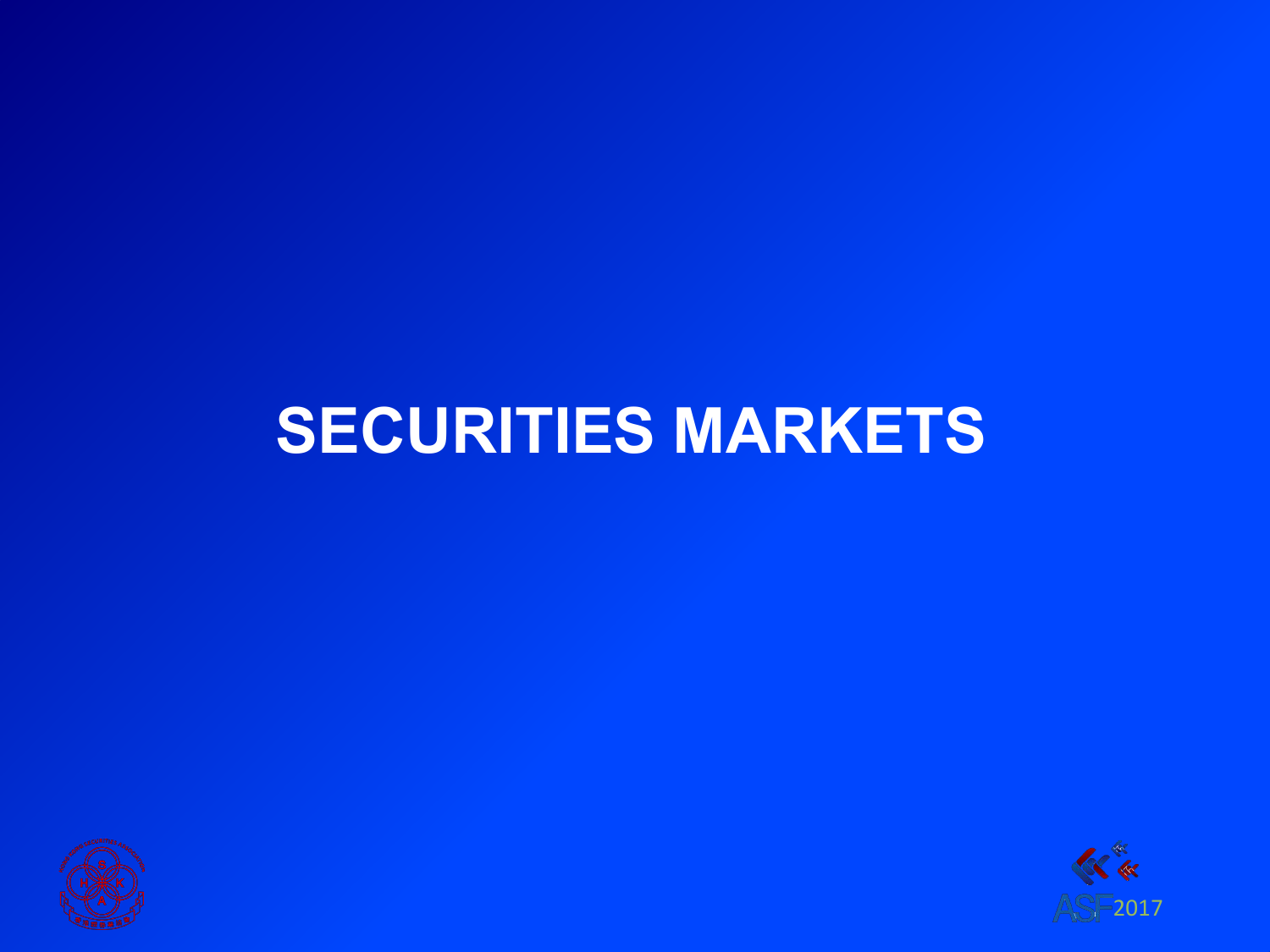# SECURITIES MARKETS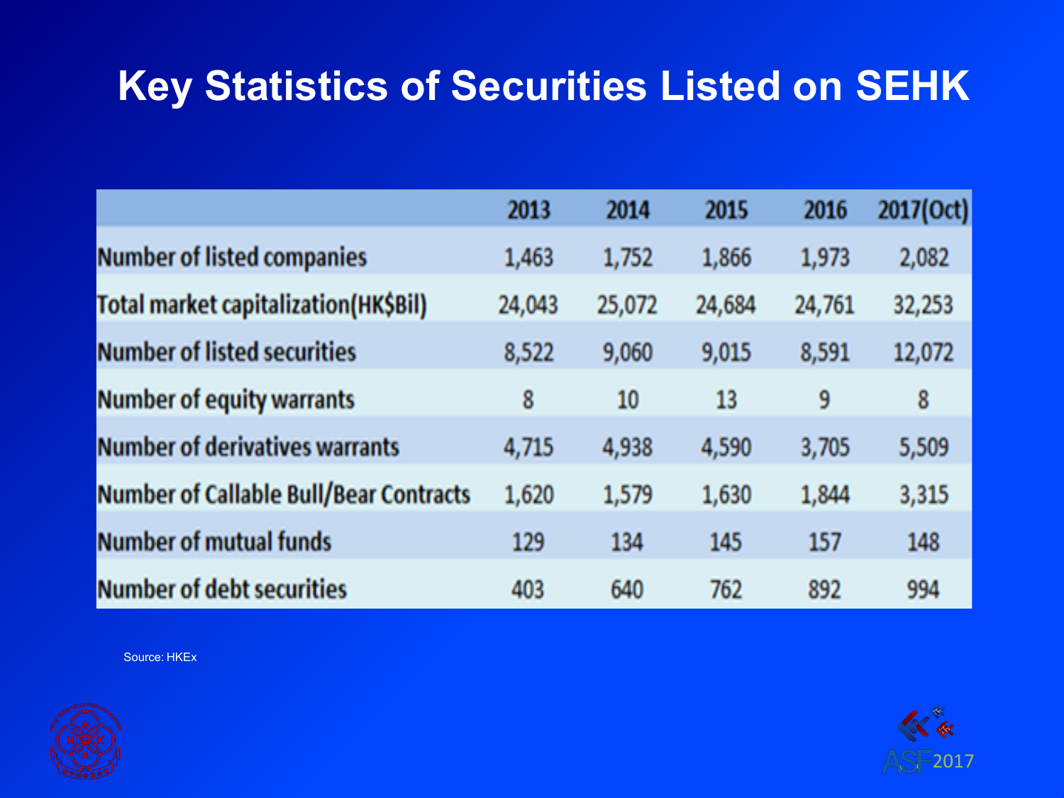# Key Statistics of Securities Listed on SEHK

| | 2013 | 2014 | 2015 | 2016 | 2017(Oct) |
|---|---|---|---|---|---|
| Number of listed companies | 1,463 | 1,752 | 1,866 | 1,973 | 2,082 |
| Total market capitalization(HK$Bil) | 24,043 | 25,072 | 24,684 | 24,761 | 32,253 |
| Number of listed securities | 8,522 | 9,060 | 9,015 | 8,591 | 12,072 |
| Number of equity warrants | 8 | 10 | 13 | 9 | 8 |
| Number of derivatives warrants | 4,715 | 4,938 | 4,590 | 3,705 | 5,509 |
| Number of Callable Bull/Bear Contracts | 1,620 | 1,579 | 1,630 | 1,844 | 3,315 |
| Number of mutual funds | 129 | 134 | 145 | 157 | 148 |
| Number of debt securities | 403 | 640 | 762 | 892 | 994 |

Source: HKEx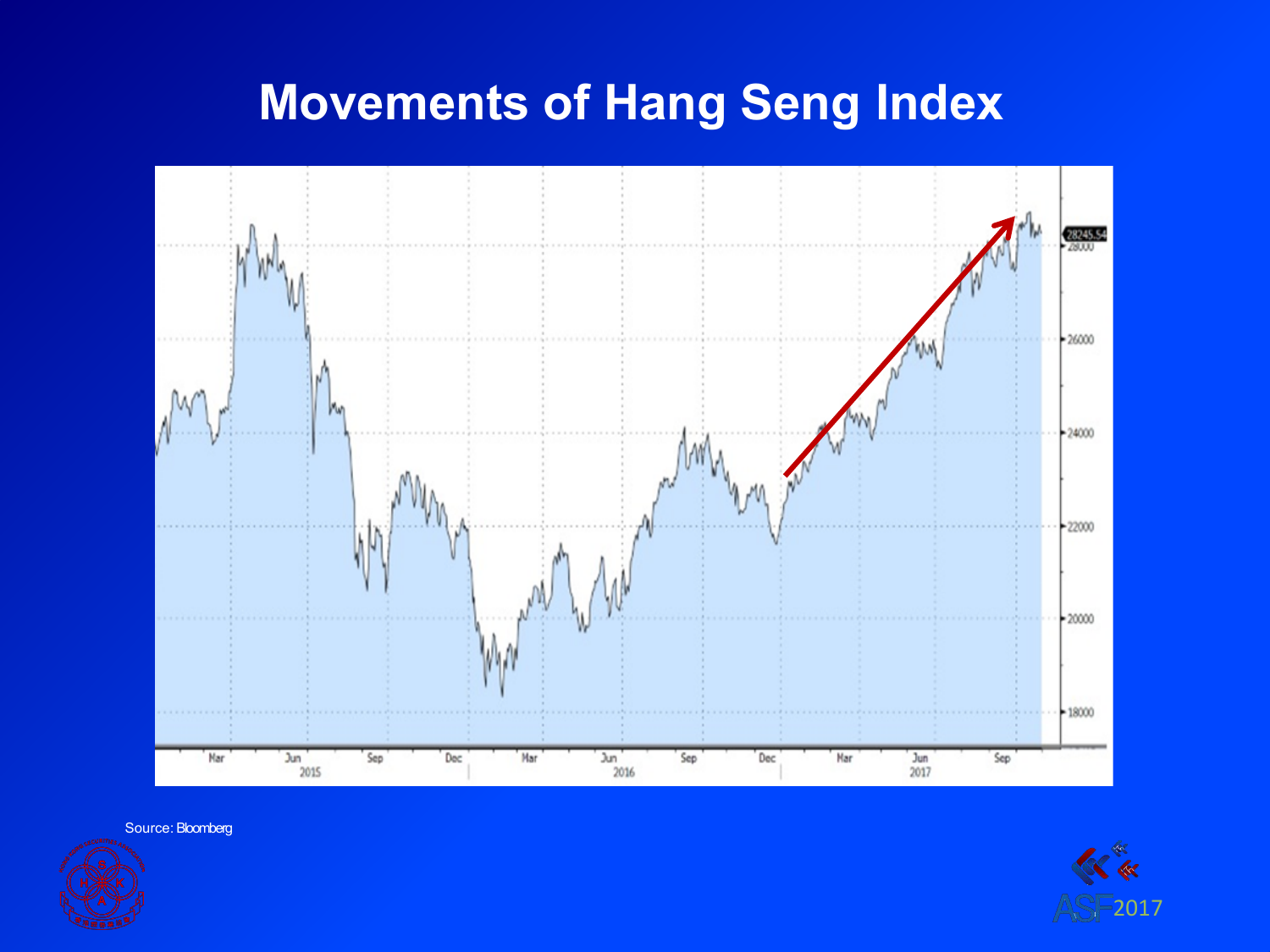# Movements of Hang Seng Index

Source: Bloomberg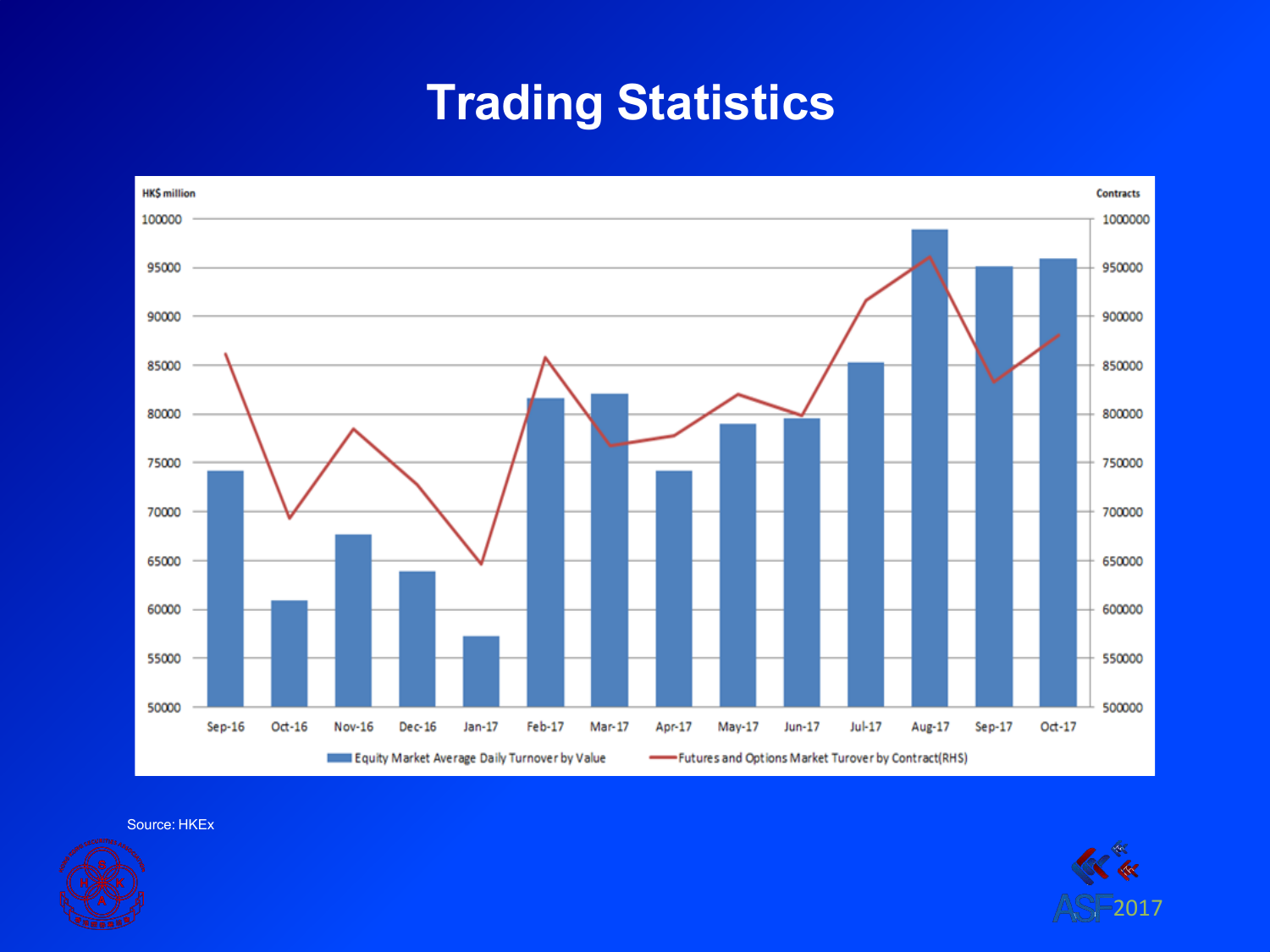# Trading Statistics

HK$ million

Contracts

Equity Market Average Daily Turnover by Value

Futures and Options Market Turover by Contract(RHS)

Source: HKEx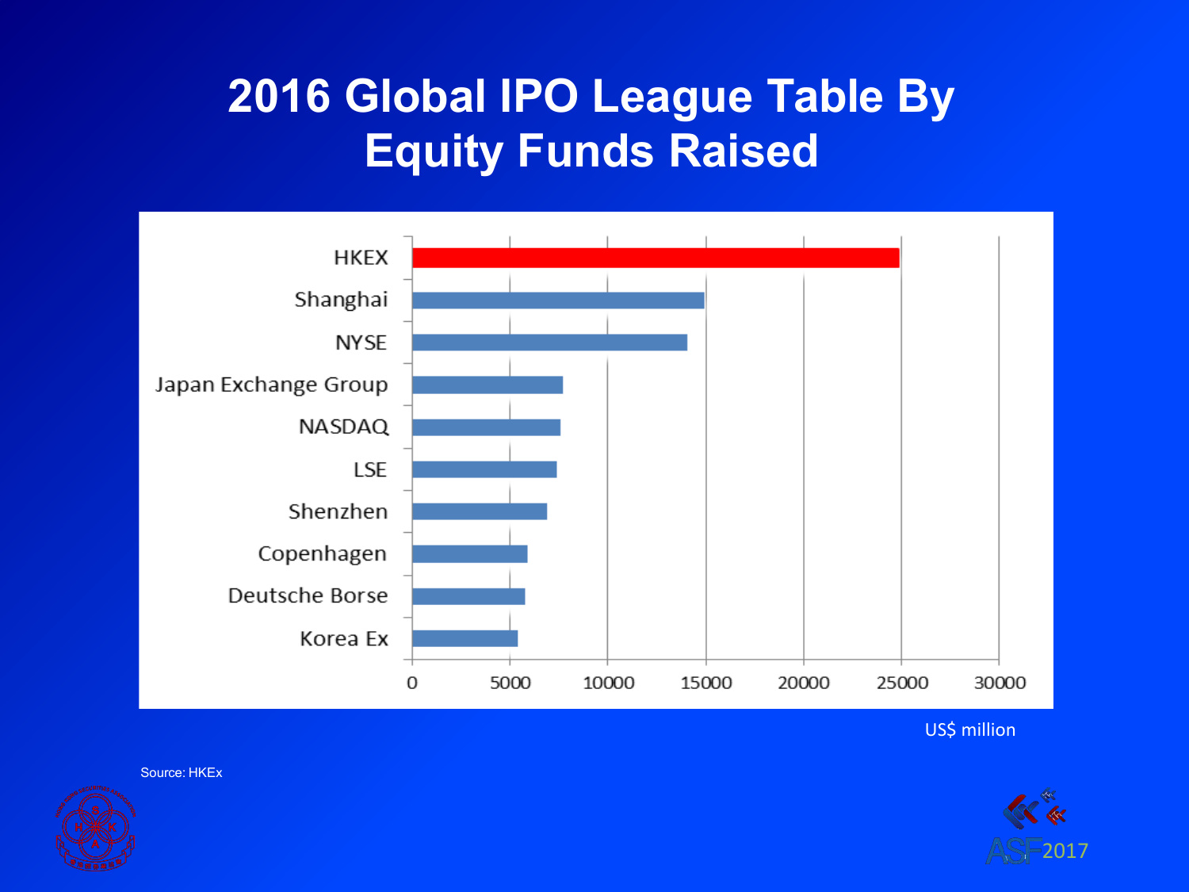# 2016 Global IPO League Table By Equity Funds Raised

| Exchange | Equity Funds Raised (US$ million, approx.) |
|---|---|
| HKEX | 25000 |
| Shanghai | 15000 |
| NYSE | 14000 |
| Japan Exchange Group | 7700 |
| NASDAQ | 7600 |
| LSE | 7400 |
| Shenzhen | 6900 |
| Copenhagen | 5900 |
| Deutsche Borse | 5800 |
| Korea Ex | 5400 |

US$ million

Source: HKEx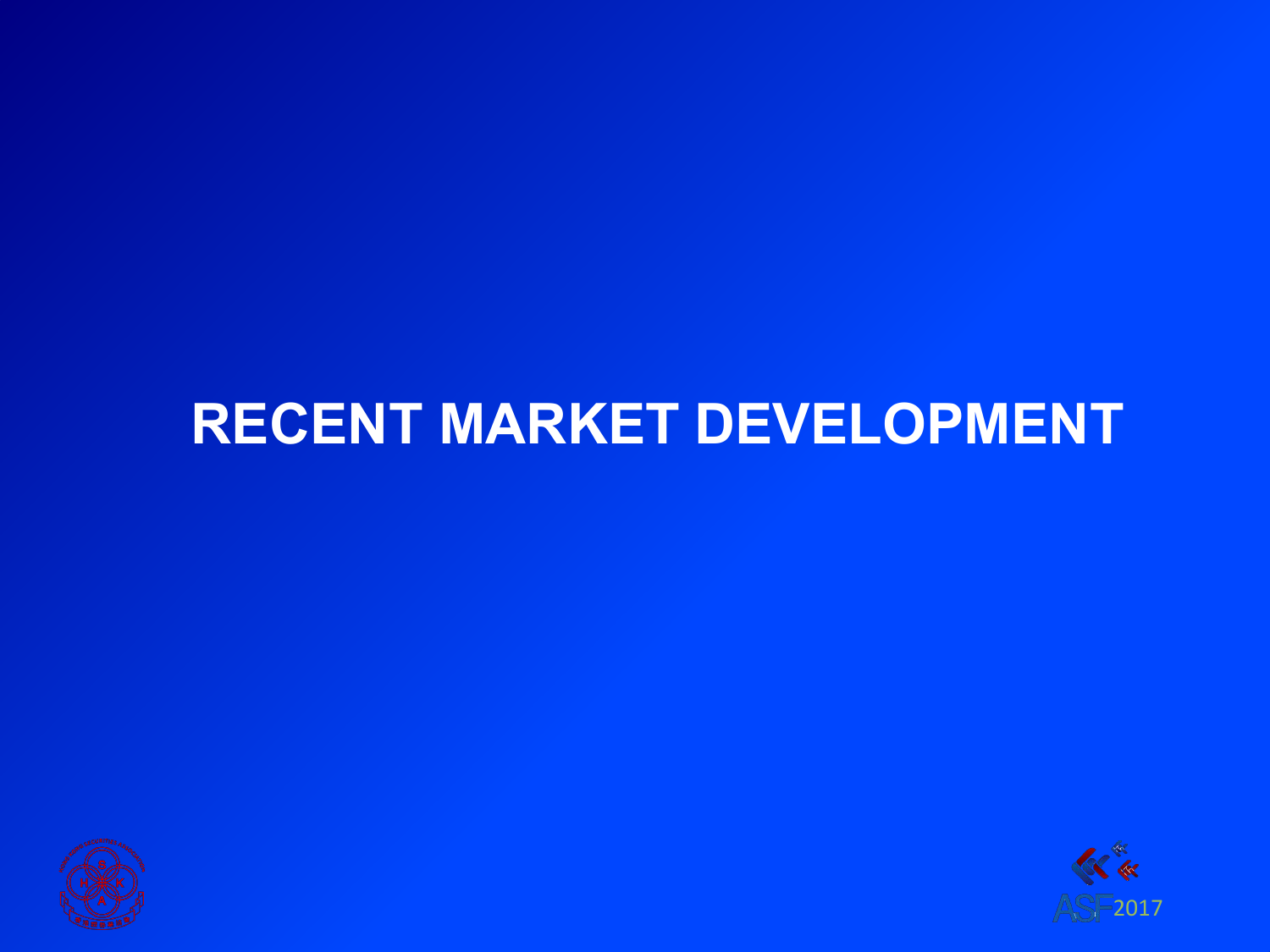# RECENT MARKET DEVELOPMENT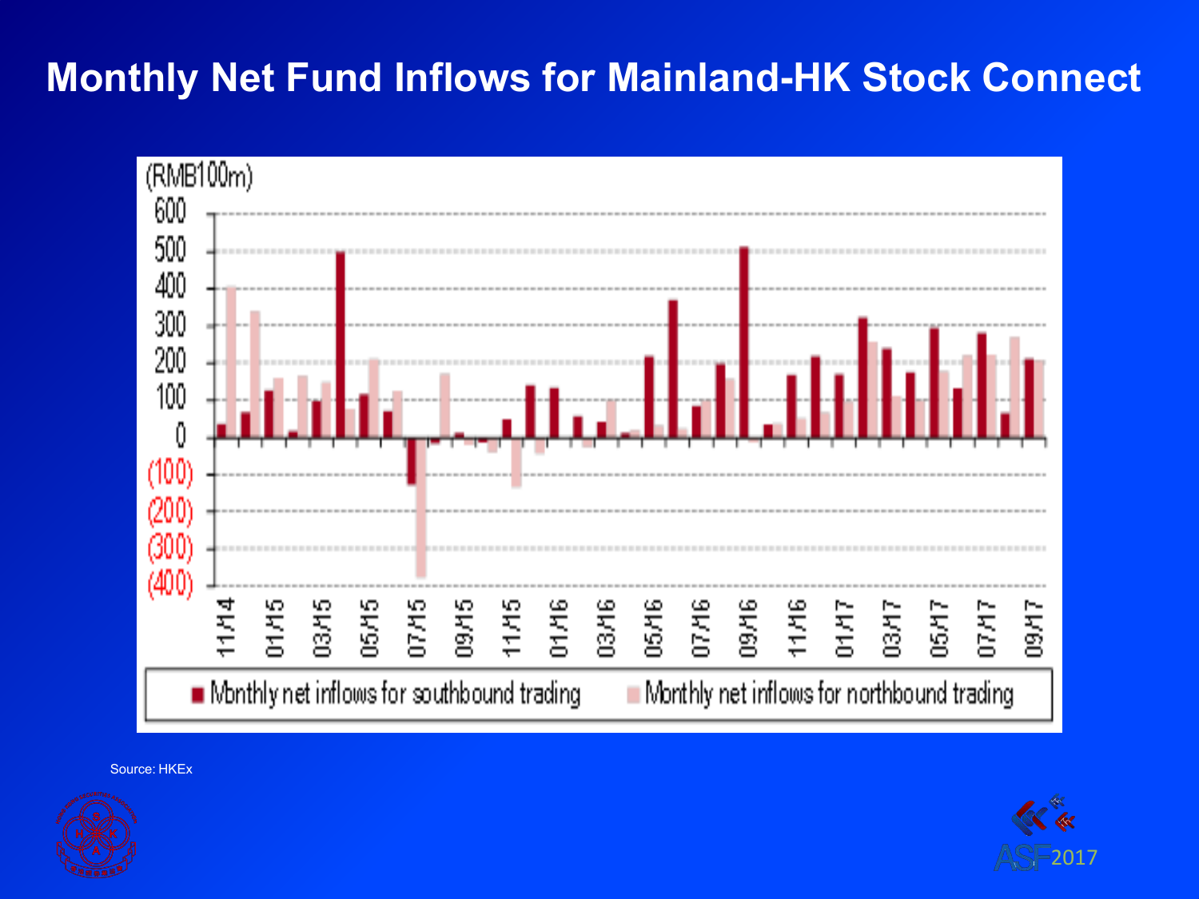# Monthly Net Fund Inflows for Mainland-HK Stock Connect

(RMB100m)

■ Monthly net inflows for southbound trading ■ Monthly net inflows for northbound trading

Source: HKEx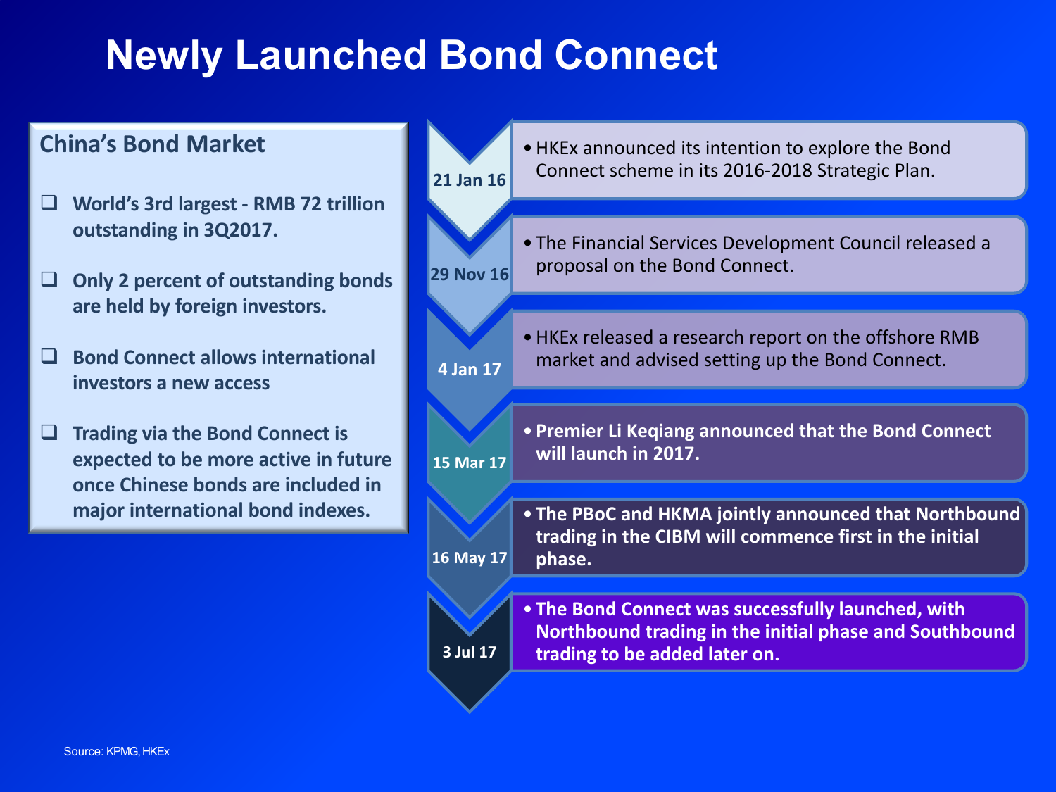# Newly Launched Bond Connect

## China's Bond Market

- World's 3rd largest - RMB 72 trillion outstanding in 3Q2017.
- Only 2 percent of outstanding bonds are held by foreign investors.
- Bond Connect allows international investors a new access
- Trading via the Bond Connect is expected to be more active in future once Chinese bonds are included in major international bond indexes.

| Date | Event |
| --- | --- |
| 21 Jan 16 | HKEx announced its intention to explore the Bond Connect scheme in its 2016-2018 Strategic Plan. |
| 29 Nov 16 | The Financial Services Development Council released a proposal on the Bond Connect. |
| 4 Jan 17 | HKEx released a research report on the offshore RMB market and advised setting up the Bond Connect. |
| 15 Mar 17 | **Premier Li Keqiang announced that the Bond Connect will launch in 2017.** |
| 16 May 17 | **The PBoC and HKMA jointly announced that Northbound trading in the CIBM will commence first in the initial phase.** |
| 3 Jul 17 | **The Bond Connect was successfully launched, with Northbound trading in the initial phase and Southbound trading to be added later on.** |

Source: KPMG, HKEx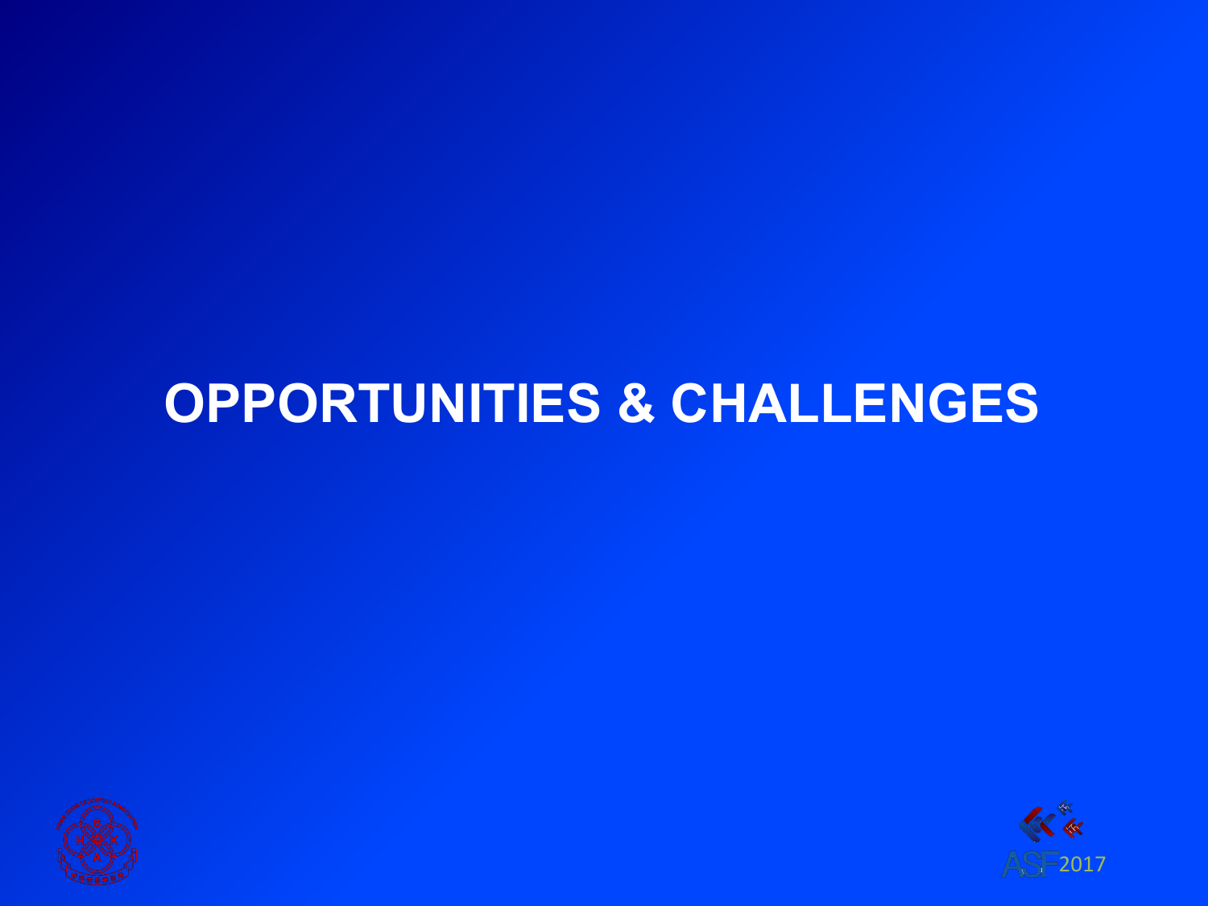# OPPORTUNITIES & CHALLENGES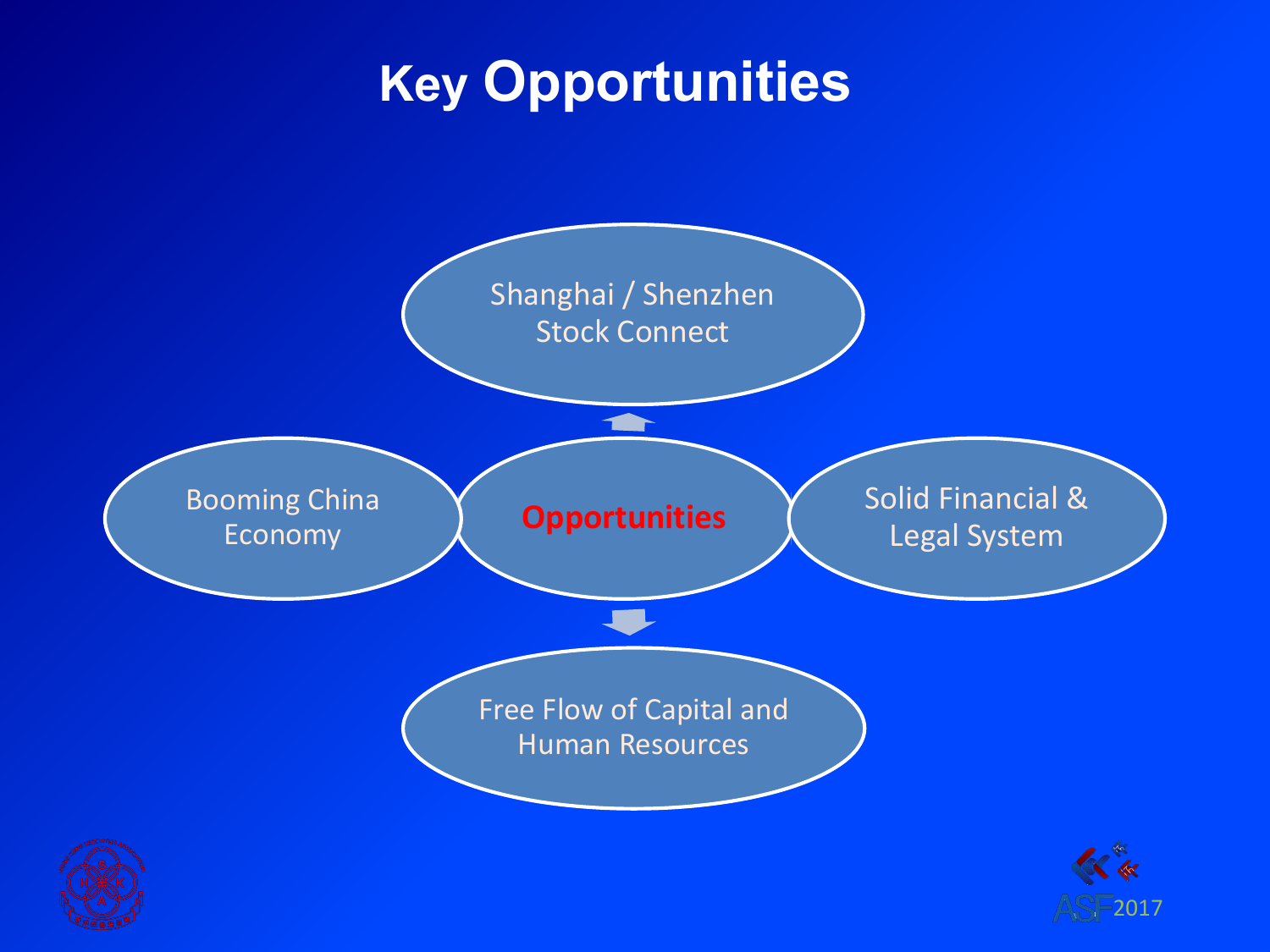# Key Opportunities

- **Opportunities**
  - Shanghai / Shenzhen Stock Connect
  - Booming China Economy
  - Solid Financial & Legal System
  - Free Flow of Capital and Human Resources

ASF2017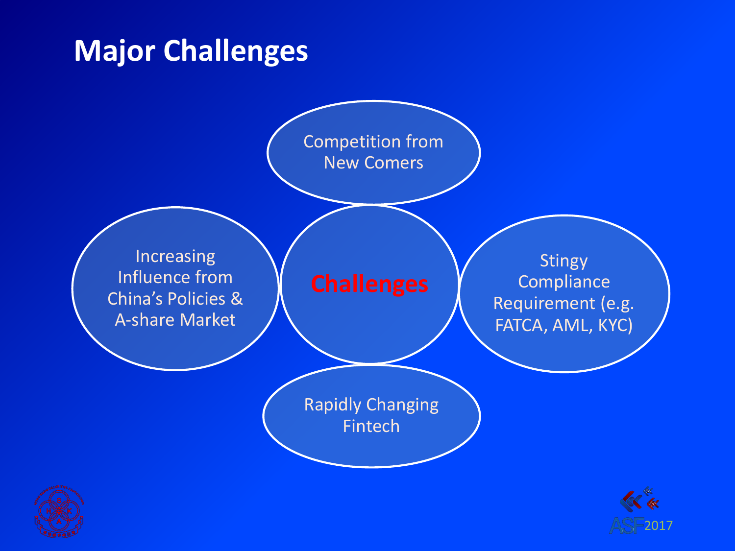# Major Challenges

**Challenges**

- Competition from New Comers
- Increasing Influence from China's Policies & A-share Market
- Stingy Compliance Requirement (e.g. FATCA, AML, KYC)
- Rapidly Changing Fintech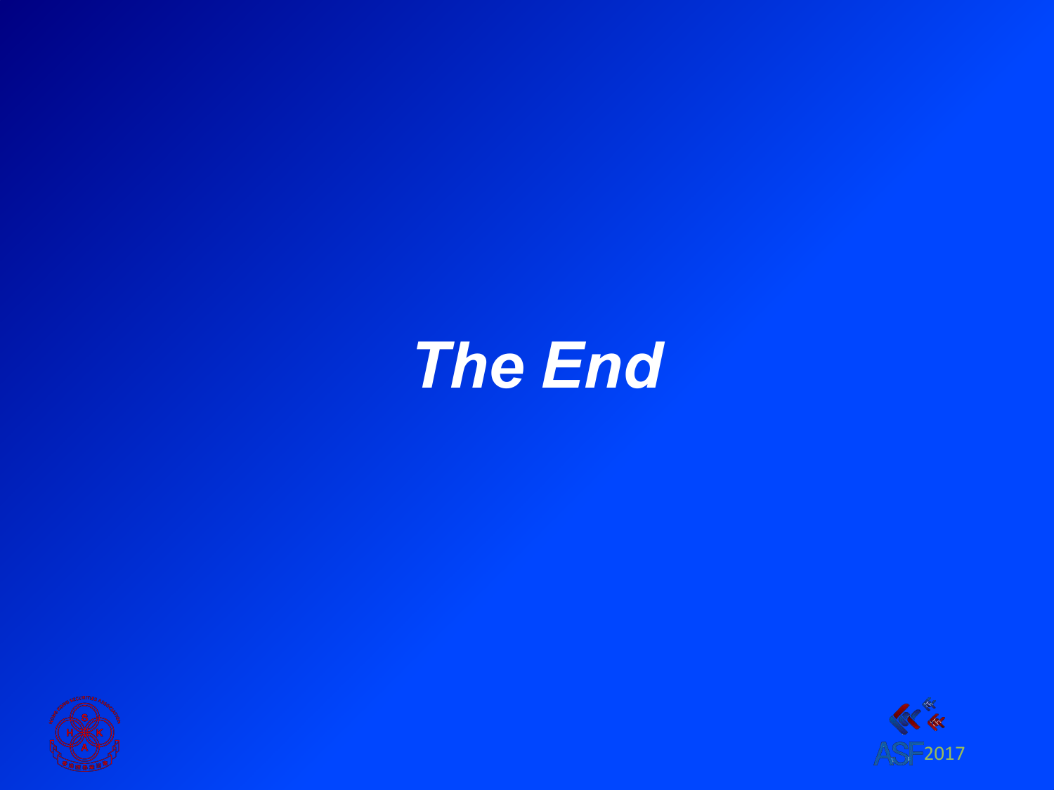# *The End*